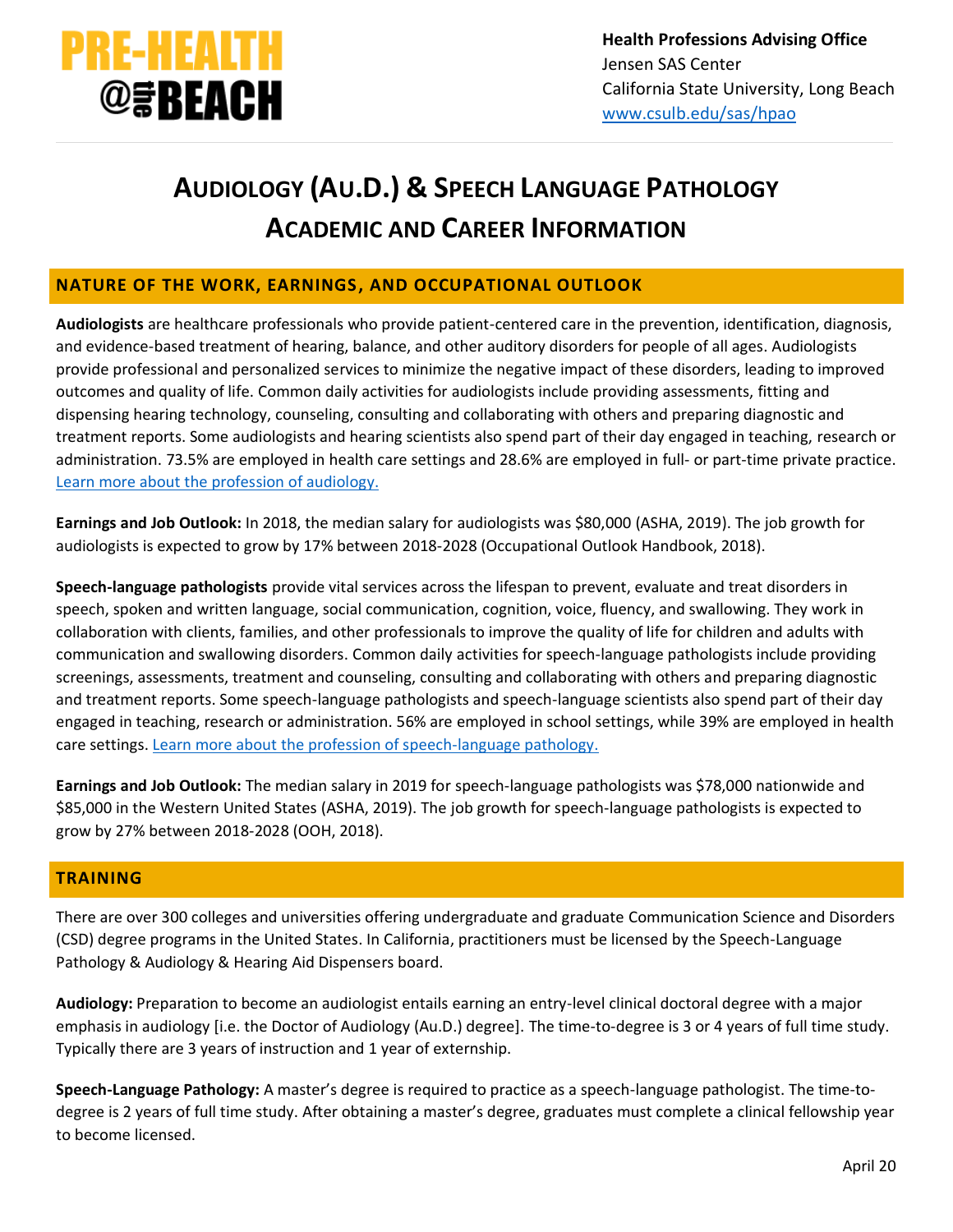PRE-HEALTH @the BEACH

**Health Professions Advising Office**
Jensen SAS Center
California State University, Long Beach
[www.csulb.edu/sas/hpao](www.csulb.edu/sas/hpao)

# AUDIOLOGY (AU.D.) & SPEECH LANGUAGE PATHOLOGY ACADEMIC AND CAREER INFORMATION

## NATURE OF THE WORK, EARNINGS, AND OCCUPATIONAL OUTLOOK

**Audiologists** are healthcare professionals who provide patient-centered care in the prevention, identification, diagnosis, and evidence-based treatment of hearing, balance, and other auditory disorders for people of all ages. Audiologists provide professional and personalized services to minimize the negative impact of these disorders, leading to improved outcomes and quality of life. Common daily activities for audiologists include providing assessments, fitting and dispensing hearing technology, counseling, consulting and collaborating with others and preparing diagnostic and treatment reports. Some audiologists and hearing scientists also spend part of their day engaged in teaching, research or administration. 73.5% are employed in health care settings and 28.6% are employed in full- or part-time private practice. Learn more about the profession of audiology.

**Earnings and Job Outlook:** In 2018, the median salary for audiologists was $80,000 (ASHA, 2019). The job growth for audiologists is expected to grow by 17% between 2018-2028 (Occupational Outlook Handbook, 2018).

**Speech-language pathologists** provide vital services across the lifespan to prevent, evaluate and treat disorders in speech, spoken and written language, social communication, cognition, voice, fluency, and swallowing. They work in collaboration with clients, families, and other professionals to improve the quality of life for children and adults with communication and swallowing disorders. Common daily activities for speech-language pathologists include providing screenings, assessments, treatment and counseling, consulting and collaborating with others and preparing diagnostic and treatment reports. Some speech-language pathologists and speech-language scientists also spend part of their day engaged in teaching, research or administration. 56% are employed in school settings, while 39% are employed in health care settings. Learn more about the profession of speech-language pathology.

**Earnings and Job Outlook:** The median salary in 2019 for speech-language pathologists was $78,000 nationwide and $85,000 in the Western United States (ASHA, 2019). The job growth for speech-language pathologists is expected to grow by 27% between 2018-2028 (OOH, 2018).

## TRAINING

There are over 300 colleges and universities offering undergraduate and graduate Communication Science and Disorders (CSD) degree programs in the United States. In California, practitioners must be licensed by the Speech-Language Pathology & Audiology & Hearing Aid Dispensers board.

**Audiology:** Preparation to become an audiologist entails earning an entry-level clinical doctoral degree with a major emphasis in audiology [i.e. the Doctor of Audiology (Au.D.) degree]. The time-to-degree is 3 or 4 years of full time study. Typically there are 3 years of instruction and 1 year of externship.

**Speech-Language Pathology:** A master's degree is required to practice as a speech-language pathologist. The time-to-degree is 2 years of full time study. After obtaining a master's degree, graduates must complete a clinical fellowship year to become licensed.

April 20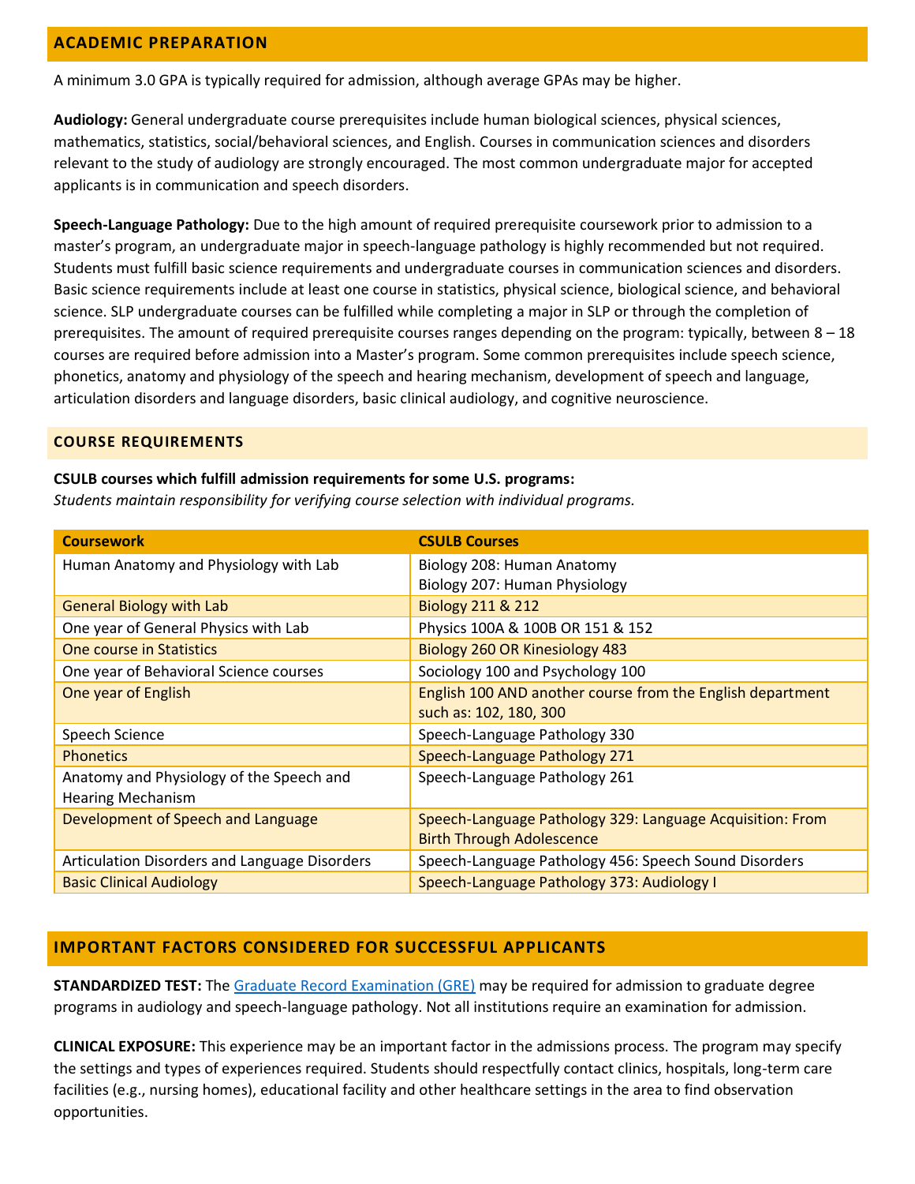## ACADEMIC PREPARATION

A minimum 3.0 GPA is typically required for admission, although average GPAs may be higher.

**Audiology:** General undergraduate course prerequisites include human biological sciences, physical sciences, mathematics, statistics, social/behavioral sciences, and English. Courses in communication sciences and disorders relevant to the study of audiology are strongly encouraged. The most common undergraduate major for accepted applicants is in communication and speech disorders.

**Speech-Language Pathology:** Due to the high amount of required prerequisite coursework prior to admission to a master's program, an undergraduate major in speech-language pathology is highly recommended but not required. Students must fulfill basic science requirements and undergraduate courses in communication sciences and disorders. Basic science requirements include at least one course in statistics, physical science, biological science, and behavioral science. SLP undergraduate courses can be fulfilled while completing a major in SLP or through the completion of prerequisites. The amount of required prerequisite courses ranges depending on the program: typically, between 8 – 18 courses are required before admission into a Master's program. Some common prerequisites include speech science, phonetics, anatomy and physiology of the speech and hearing mechanism, development of speech and language, articulation disorders and language disorders, basic clinical audiology, and cognitive neuroscience.

### COURSE REQUIREMENTS

**CSULB courses which fulfill admission requirements for some U.S. programs:**
*Students maintain responsibility for verifying course selection with individual programs.*

| Coursework | CSULB Courses |
|---|---|
| Human Anatomy and Physiology with Lab | Biology 208: Human Anatomy<br>Biology 207: Human Physiology |
| General Biology with Lab | Biology 211 & 212 |
| One year of General Physics with Lab | Physics 100A & 100B OR 151 & 152 |
| One course in Statistics | Biology 260 OR Kinesiology 483 |
| One year of Behavioral Science courses | Sociology 100 and Psychology 100 |
| One year of English | English 100 AND another course from the English department such as: 102, 180, 300 |
| Speech Science | Speech-Language Pathology 330 |
| Phonetics | Speech-Language Pathology 271 |
| Anatomy and Physiology of the Speech and Hearing Mechanism | Speech-Language Pathology 261 |
| Development of Speech and Language | Speech-Language Pathology 329: Language Acquisition: From Birth Through Adolescence |
| Articulation Disorders and Language Disorders | Speech-Language Pathology 456: Speech Sound Disorders |
| Basic Clinical Audiology | Speech-Language Pathology 373: Audiology I |

## IMPORTANT FACTORS CONSIDERED FOR SUCCESSFUL APPLICANTS

**STANDARDIZED TEST:** The Graduate Record Examination (GRE) may be required for admission to graduate degree programs in audiology and speech-language pathology. Not all institutions require an examination for admission.

**CLINICAL EXPOSURE:** This experience may be an important factor in the admissions process. The program may specify the settings and types of experiences required. Students should respectfully contact clinics, hospitals, long-term care facilities (e.g., nursing homes), educational facility and other healthcare settings in the area to find observation opportunities.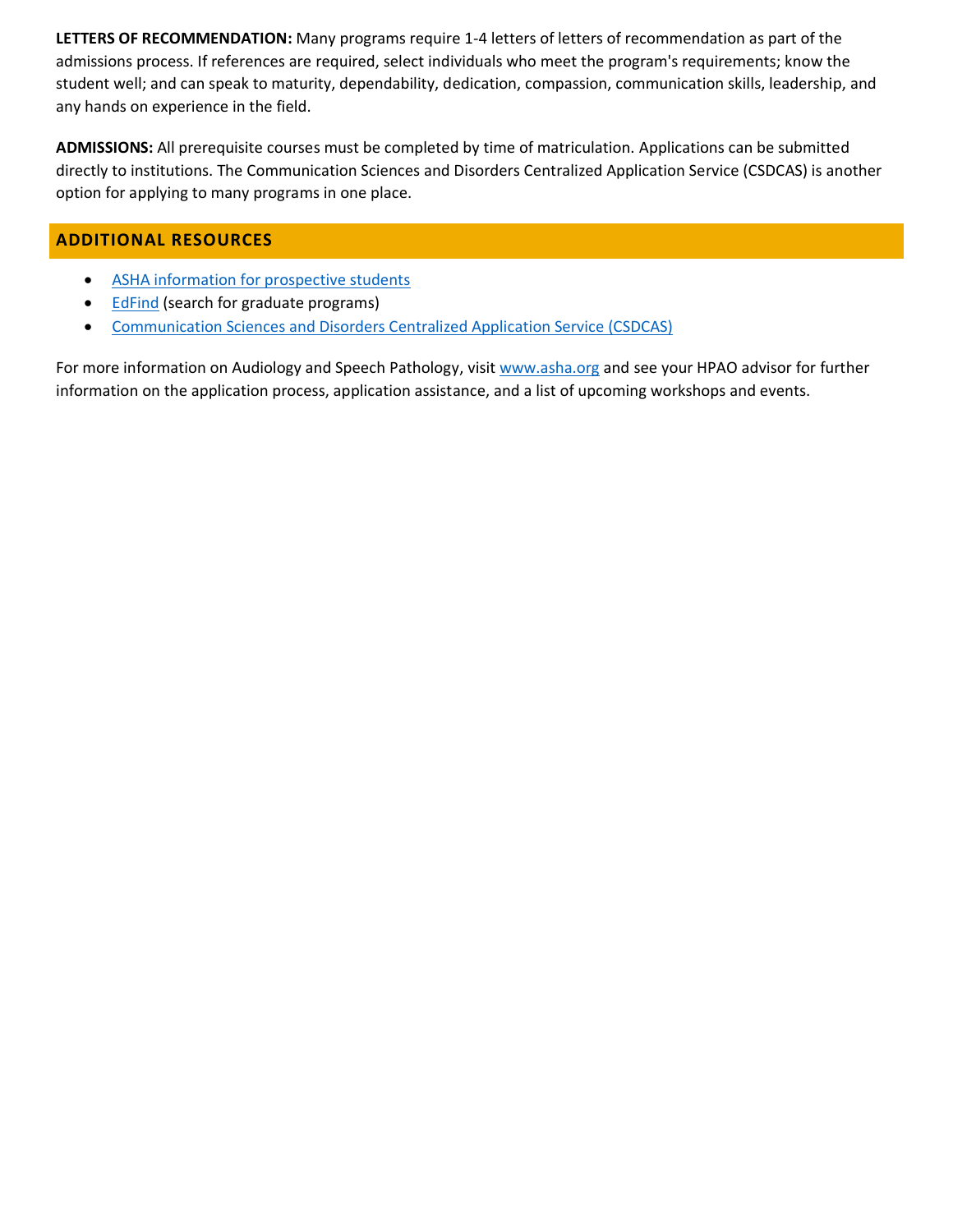**LETTERS OF RECOMMENDATION:** Many programs require 1-4 letters of letters of recommendation as part of the admissions process. If references are required, select individuals who meet the program's requirements; know the student well; and can speak to maturity, dependability, dedication, compassion, communication skills, leadership, and any hands on experience in the field.

**ADMISSIONS:** All prerequisite courses must be completed by time of matriculation. Applications can be submitted directly to institutions. The Communication Sciences and Disorders Centralized Application Service (CSDCAS) is another option for applying to many programs in one place.

## ADDITIONAL RESOURCES

- ASHA information for prospective students
- EdFind (search for graduate programs)
- Communication Sciences and Disorders Centralized Application Service (CSDCAS)

For more information on Audiology and Speech Pathology, visit www.asha.org and see your HPAO advisor for further information on the application process, application assistance, and a list of upcoming workshops and events.